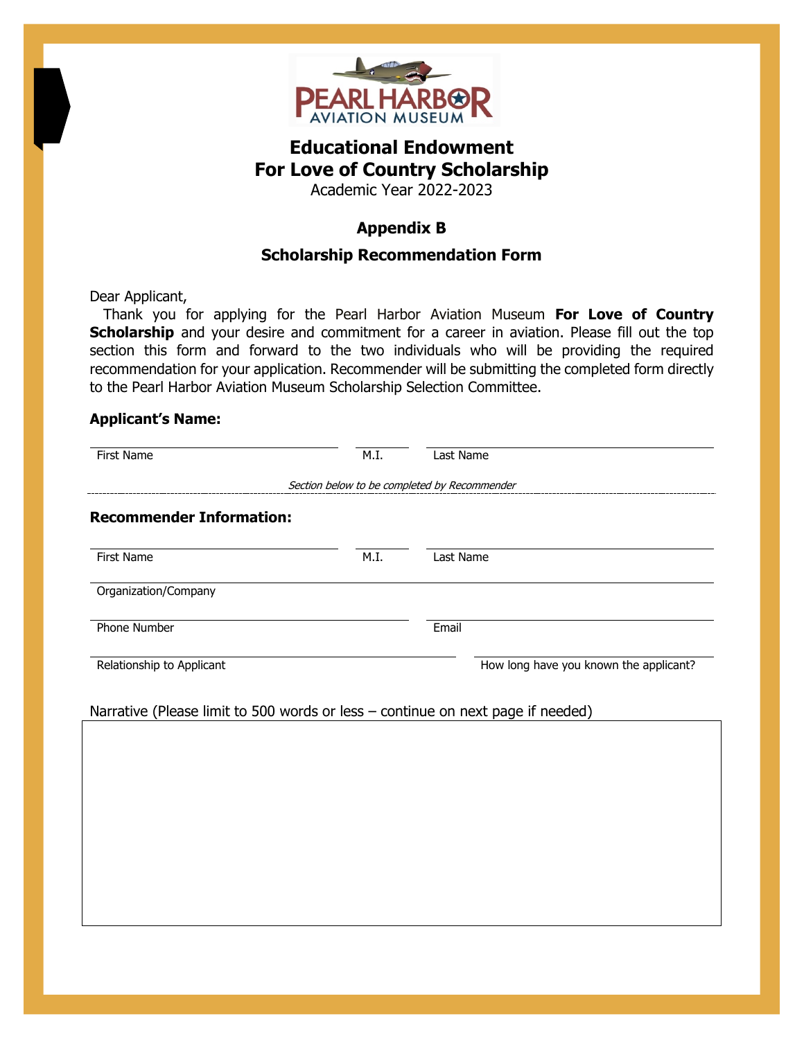# Educational Endowment
# For Love of Country Scholarship

Academic Year 2022-2023

## Appendix B

## Scholarship Recommendation Form

Dear Applicant,

Thank you for applying for the Pearl Harbor Aviation Museum **For Love of Country Scholarship** and your desire and commitment for a career in aviation. Please fill out the top section this form and forward to the two individuals who will be providing the required recommendation for your application. Recommender will be submitting the completed form directly to the Pearl Harbor Aviation Museum Scholarship Selection Committee.

**Applicant's Name:**

First Name ______________________ M.I. ______ Last Name ______________________

*Section below to be completed by Recommender*

---

**Recommender Information:**

First Name ______________________ M.I. ______ Last Name ______________________

Organization/Company ______________________

Phone Number ______________________ Email ______________________

Relationship to Applicant ______________________ How long have you known the applicant? ______________________

Narrative (Please limit to 500 words or less – continue on next page if needed)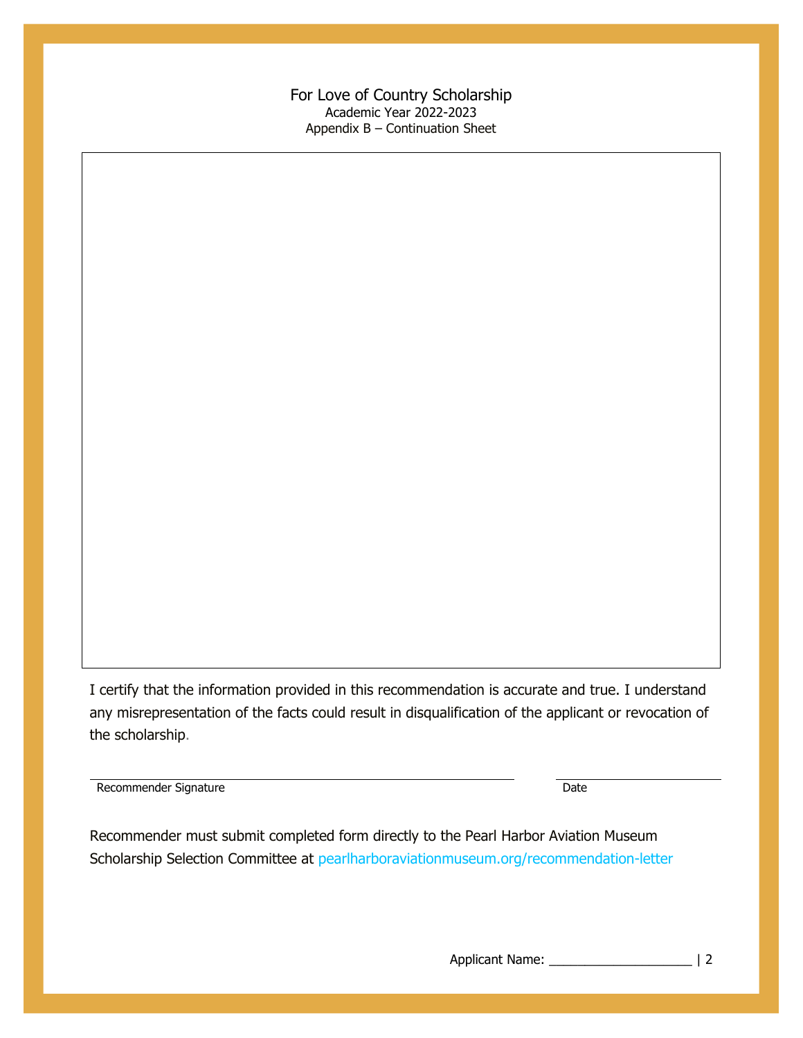For Love of Country Scholarship

Academic Year 2022-2023

Appendix B – Continuation Sheet

I certify that the information provided in this recommendation is accurate and true. I understand any misrepresentation of the facts could result in disqualification of the applicant or revocation of the scholarship.

\_\_\_\_\_\_\_\_\_\_\_\_\_\_\_\_\_\_\_\_\_\_\_\_\_\_\_\_\_\_\_\_\_\_\_\_\_\_\_\_ \_\_\_\_\_\_\_\_\_\_\_\_\_\_\_\_

Recommender Signature Date

Recommender must submit completed form directly to the Pearl Harbor Aviation Museum Scholarship Selection Committee at pearlharboraviationmuseum.org/recommendation-letter

Applicant Name: ____________________